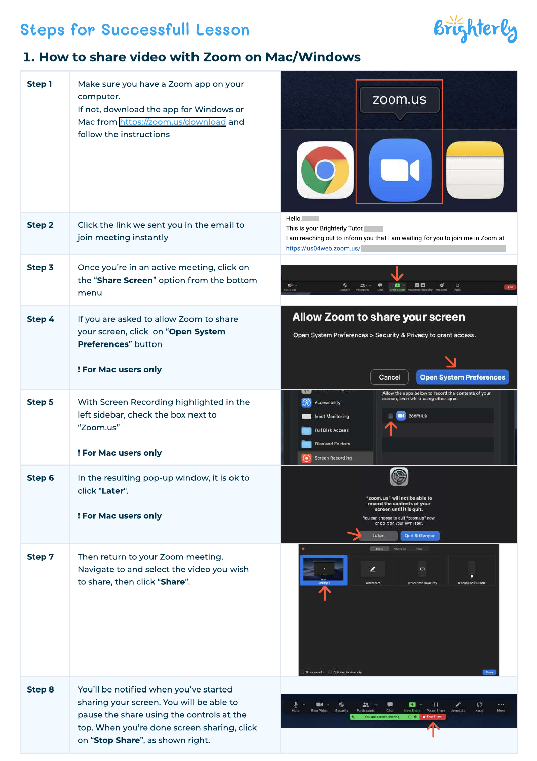# Steps for Successfull Lesson

## 1. How to share video with Zoom on Mac/Windows

| Step | Instructions |
|---|---|
| **Step 1** | Make sure you have a Zoom app on your computer. If not, download the app for Windows or Mac from https://zoom.us/download and follow the instructions |
| **Step 2** | Click the link we sent you in the email to join meeting instantly |
| **Step 3** | Once you're in an active meeting, click on the "**Share Screen**" option from the bottom menu |
| **Step 4** | If you are asked to allow Zoom to share your screen, click on "**Open System Preferences**" button<br><br>**! For Mac users only** |
| **Step 5** | With Screen Recording highlighted in the left sidebar, check the box next to "Zoom.us"<br><br>**! For Mac users only** |
| **Step 6** | In the resulting pop-up window, it is ok to click "**Later**".<br><br>**! For Mac users only** |
| **Step 7** | Then return to your Zoom meeting. Navigate to and select the video you wish to share, then click "**Share**". |
| **Step 8** | You'll be notified when you've started sharing your screen. You will be able to pause the share using the controls at the top. When you're done screen sharing, click on "**Stop Share**", as shown right. |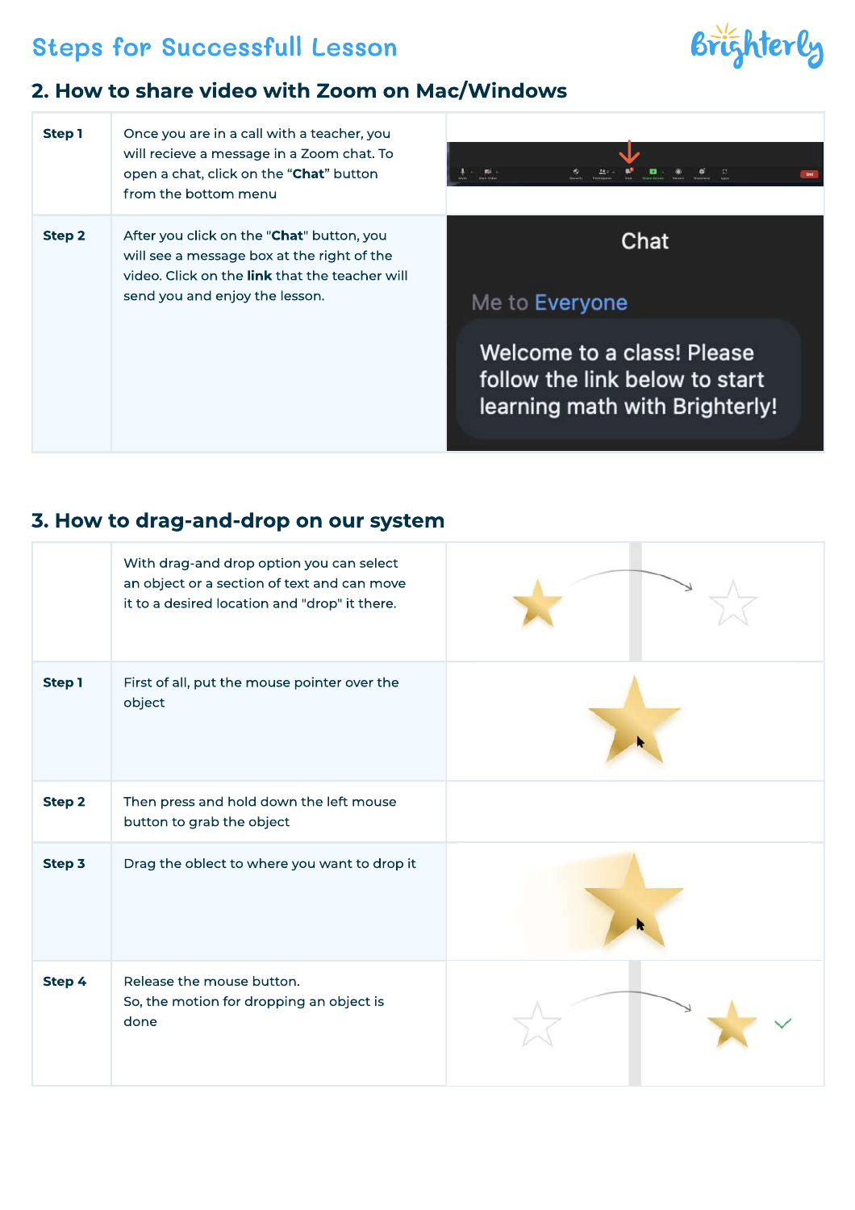# Steps for Successfull Lesson

## 2. How to share video with Zoom on Mac/Windows

| | |
|---|---|
| **Step 1** | Once you are in a call with a teacher, you will recieve a message in a Zoom chat. To open a chat, click on the "**Chat**" button from the bottom menu |
| **Step 2** | After you click on the "**Chat**" button, you will see a message box at the right of the video. Click on the **link** that the teacher will send you and enjoy the lesson. |

## 3. How to drag-and-drop on our system

| | |
|---|---|
| | With drag-and drop option you can select an object or a section of text and can move it to a desired location and "drop" it there. |
| **Step 1** | First of all, put the mouse pointer over the object |
| **Step 2** | Then press and hold down the left mouse button to grab the object |
| **Step 3** | Drag the oblect to where you want to drop it |
| **Step 4** | Release the mouse button. So, the motion for dropping an object is done |